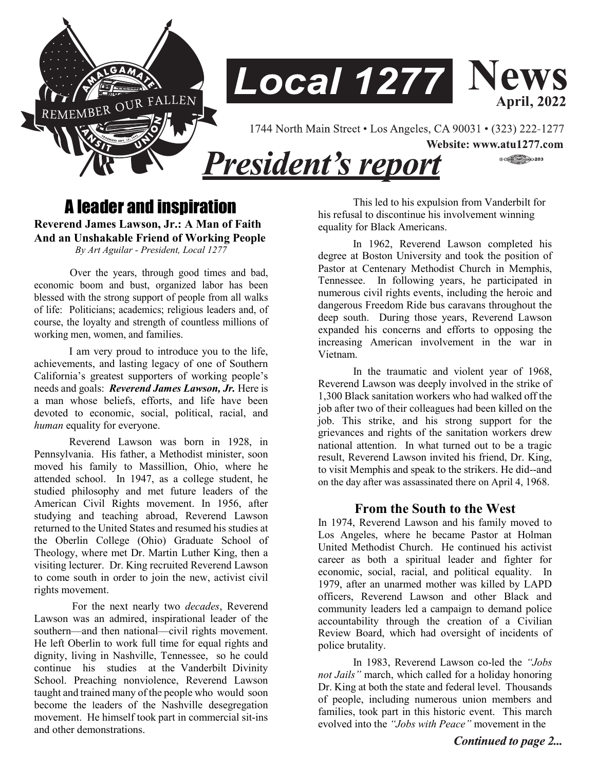# Local 1277 News

**April, 2022**

1744 North Main Street • Los Angeles, CA 90031 • (323) 222-1277

**Website: www.atu1277.com**

## *President's report*

## A leader and inspiration

**Reverend James Lawson, Jr.: A Man of Faith And an Unshakable Friend of Working People**

*By Art Aguilar - President, Local 1277*

Over the years, through good times and bad, economic boom and bust, organized labor has been blessed with the strong support of people from all walks of life: Politicians; academics; religious leaders and, of course, the loyalty and strength of countless millions of working men, women, and families.

I am very proud to introduce you to the life, achievements, and lasting legacy of one of Southern California's greatest supporters of working people's needs and goals: ***Reverend James Lawson, Jr.*** Here is a man whose beliefs, efforts, and life have been devoted to economic, social, political, racial, and *human* equality for everyone.

Reverend Lawson was born in 1928, in Pennsylvania. His father, a Methodist minister, soon moved his family to Massillion, Ohio, where he attended school. In 1947, as a college student, he studied philosophy and met future leaders of the American Civil Rights movement. In 1956, after studying and teaching abroad, Reverend Lawson returned to the United States and resumed his studies at the Oberlin College (Ohio) Graduate School of Theology, where met Dr. Martin Luther King, then a visiting lecturer. Dr. King recruited Reverend Lawson to come south in order to join the new, activist civil rights movement.

For the next nearly two *decades*, Reverend Lawson was an admired, inspirational leader of the southern—and then national—civil rights movement. He left Oberlin to work full time for equal rights and dignity, living in Nashville, Tennessee, so he could continue his studies at the Vanderbilt Divinity School. Preaching nonviolence, Reverend Lawson taught and trained many of the people who would soon become the leaders of the Nashville desegregation movement. He himself took part in commercial sit-ins and other demonstrations.

This led to his expulsion from Vanderbilt for his refusal to discontinue his involvement winning equality for Black Americans.

In 1962, Reverend Lawson completed his degree at Boston University and took the position of Pastor at Centenary Methodist Church in Memphis, Tennessee. In following years, he participated in numerous civil rights events, including the heroic and dangerous Freedom Ride bus caravans throughout the deep south. During those years, Reverend Lawson expanded his concerns and efforts to opposing the increasing American involvement in the war in Vietnam.

In the traumatic and violent year of 1968, Reverend Lawson was deeply involved in the strike of 1,300 Black sanitation workers who had walked off the job after two of their colleagues had been killed on the job. This strike, and his strong support for the grievances and rights of the sanitation workers drew national attention. In what turned out to be a tragic result, Reverend Lawson invited his friend, Dr. King, to visit Memphis and speak to the strikers. He did--and on the day after was assassinated there on April 4, 1968.

### From the South to the West

In 1974, Reverend Lawson and his family moved to Los Angeles, where he became Pastor at Holman United Methodist Church. He continued his activist career as both a spiritual leader and fighter for economic, social, racial, and political equality. In 1979, after an unarmed mother was killed by LAPD officers, Reverend Lawson and other Black and community leaders led a campaign to demand police accountability through the creation of a Civilian Review Board, which had oversight of incidents of police brutality.

In 1983, Reverend Lawson co-led the *"Jobs not Jails"* march, which called for a holiday honoring Dr. King at both the state and federal level. Thousands of people, including numerous union members and families, took part in this historic event. This march evolved into the *"Jobs with Peace"* movement in the

***Continued to page 2...***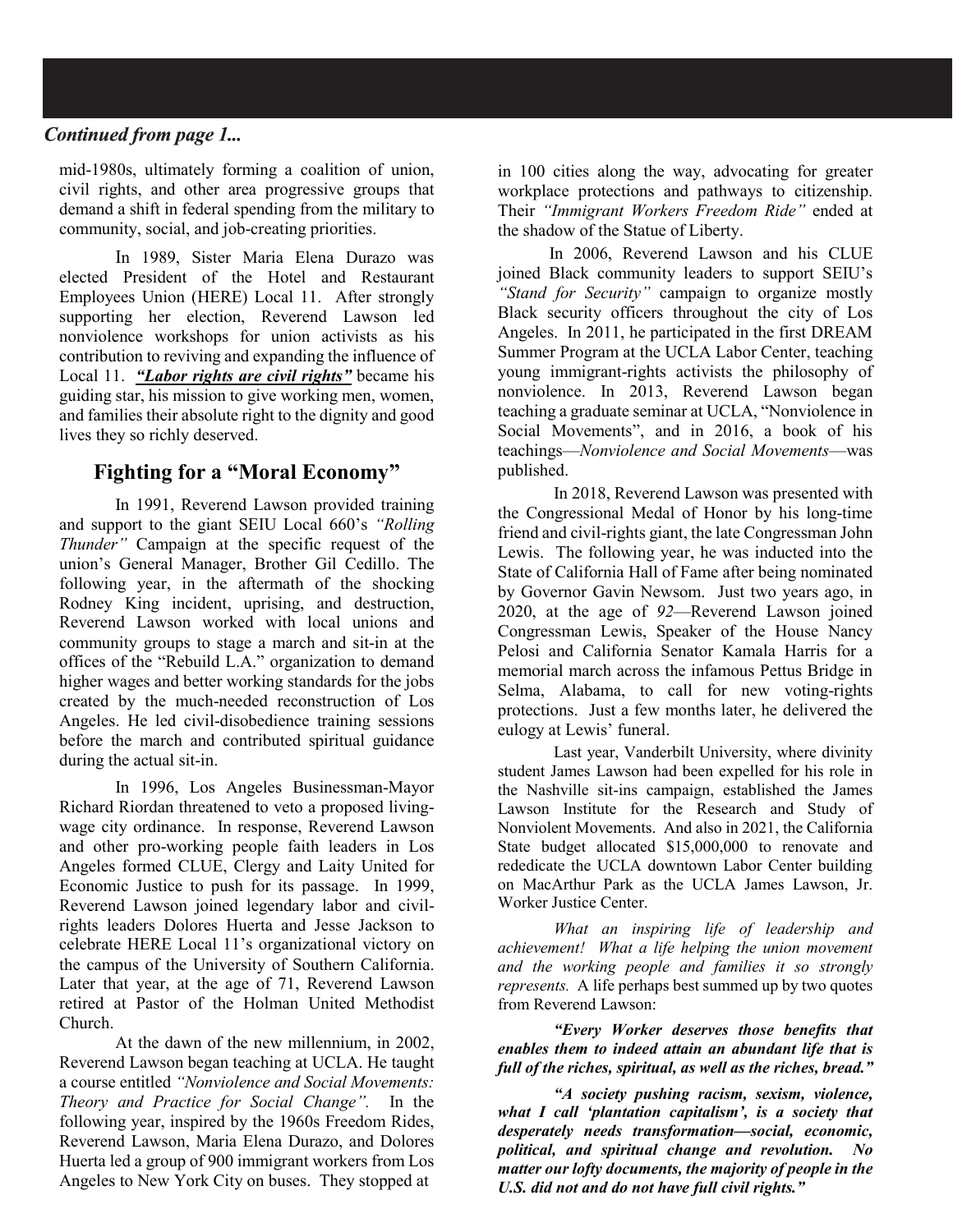***Continued from page 1...***

mid-1980s, ultimately forming a coalition of union, civil rights, and other area progressive groups that demand a shift in federal spending from the military to community, social, and job-creating priorities.

In 1989, Sister Maria Elena Durazo was elected President of the Hotel and Restaurant Employees Union (HERE) Local 11. After strongly supporting her election, Reverend Lawson led nonviolence workshops for union activists as his contribution to reviving and expanding the influence of Local 11. ***"Labor rights are civil rights"*** became his guiding star, his mission to give working men, women, and families their absolute right to the dignity and good lives they so richly deserved.

## Fighting for a "Moral Economy"

In 1991, Reverend Lawson provided training and support to the giant SEIU Local 660's *"Rolling Thunder"* Campaign at the specific request of the union's General Manager, Brother Gil Cedillo. The following year, in the aftermath of the shocking Rodney King incident, uprising, and destruction, Reverend Lawson worked with local unions and community groups to stage a march and sit-in at the offices of the "Rebuild L.A." organization to demand higher wages and better working standards for the jobs created by the much-needed reconstruction of Los Angeles. He led civil-disobedience training sessions before the march and contributed spiritual guidance during the actual sit-in.

In 1996, Los Angeles Businessman-Mayor Richard Riordan threatened to veto a proposed living-wage city ordinance. In response, Reverend Lawson and other pro-working people faith leaders in Los Angeles formed CLUE, Clergy and Laity United for Economic Justice to push for its passage. In 1999, Reverend Lawson joined legendary labor and civil-rights leaders Dolores Huerta and Jesse Jackson to celebrate HERE Local 11's organizational victory on the campus of the University of Southern California. Later that year, at the age of 71, Reverend Lawson retired at Pastor of the Holman United Methodist Church.

At the dawn of the new millennium, in 2002, Reverend Lawson began teaching at UCLA. He taught a course entitled *"Nonviolence and Social Movements: Theory and Practice for Social Change".* In the following year, inspired by the 1960s Freedom Rides, Reverend Lawson, Maria Elena Durazo, and Dolores Huerta led a group of 900 immigrant workers from Los Angeles to New York City on buses. They stopped at in 100 cities along the way, advocating for greater workplace protections and pathways to citizenship. Their *"Immigrant Workers Freedom Ride"* ended at the shadow of the Statue of Liberty.

In 2006, Reverend Lawson and his CLUE joined Black community leaders to support SEIU's *"Stand for Security"* campaign to organize mostly Black security officers throughout the city of Los Angeles. In 2011, he participated in the first DREAM Summer Program at the UCLA Labor Center, teaching young immigrant-rights activists the philosophy of nonviolence. In 2013, Reverend Lawson began teaching a graduate seminar at UCLA, "Nonviolence in Social Movements", and in 2016, a book of his teachings—*Nonviolence and Social Movements*—was published.

In 2018, Reverend Lawson was presented with the Congressional Medal of Honor by his long-time friend and civil-rights giant, the late Congressman John Lewis. The following year, he was inducted into the State of California Hall of Fame after being nominated by Governor Gavin Newsom. Just two years ago, in 2020, at the age of *92*—Reverend Lawson joined Congressman Lewis, Speaker of the House Nancy Pelosi and California Senator Kamala Harris for a memorial march across the infamous Pettus Bridge in Selma, Alabama, to call for new voting-rights protections. Just a few months later, he delivered the eulogy at Lewis' funeral.

Last year, Vanderbilt University, where divinity student James Lawson had been expelled for his role in the Nashville sit-ins campaign, established the James Lawson Institute for the Research and Study of Nonviolent Movements. And also in 2021, the California State budget allocated $15,000,000 to renovate and rededicate the UCLA downtown Labor Center building on MacArthur Park as the UCLA James Lawson, Jr. Worker Justice Center.

*What an inspiring life of leadership and achievement! What a life helping the union movement and the working people and families it so strongly represents.* A life perhaps best summed up by two quotes from Reverend Lawson:

***"Every Worker deserves those benefits that enables them to indeed attain an abundant life that is full of the riches, spiritual, as well as the riches, bread."***

***"A society pushing racism, sexism, violence, what I call 'plantation capitalism', is a society that desperately needs transformation—social, economic, political, and spiritual change and revolution. No matter our lofty documents, the majority of people in the U.S. did not and do not have full civil rights."***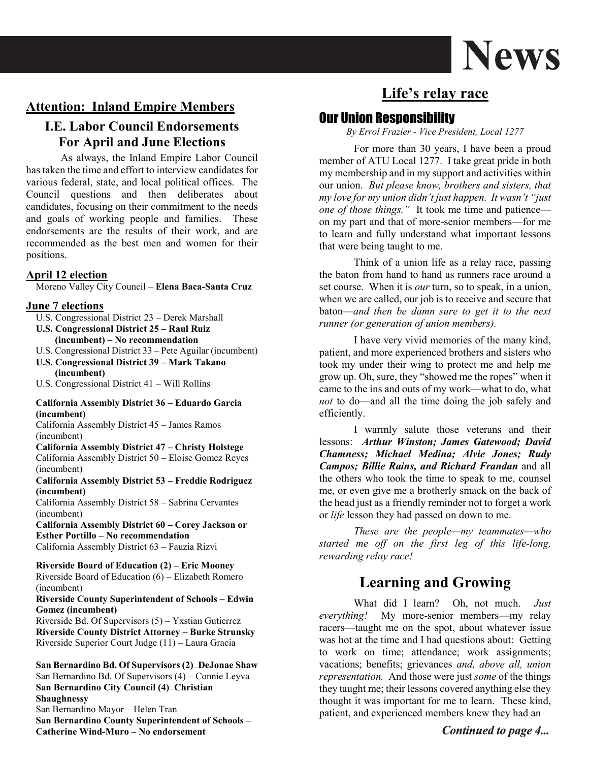# News

## Attention: Inland Empire Members

### I.E. Labor Council Endorsements For April and June Elections

As always, the Inland Empire Labor Council has taken the time and effort to interview candidates for various federal, state, and local political offices. The Council questions and then deliberates about candidates, focusing on their commitment to the needs and goals of working people and families. These endorsements are the results of their work, and are recommended as the best men and women for their positions.

**April 12 election**

Moreno Valley City Council – **Elena Baca-Santa Cruz**

**June 7 elections**

U.S. Congressional District 23 – Derek Marshall
**U.S. Congressional District 25 – Raul Ruiz (incumbent) – No recommendation**
U.S. Congressional District 33 – Pete Aguilar (incumbent)
**U.S. Congressional District 39 – Mark Takano (incumbent)**
U.S. Congressional District 41 – Will Rollins

**California Assembly District 36 – Eduardo Garcia (incumbent)**
California Assembly District 45 – James Ramos (incumbent)
**California Assembly District 47 – Christy Holstege**
California Assembly District 50 – Eloise Gomez Reyes (incumbent)
**California Assembly District 53 – Freddie Rodriguez (incumbent)**
California Assembly District 58 – Sabrina Cervantes (incumbent)
**California Assembly District 60 – Corey Jackson or Esther Portillo – No recommendation**
California Assembly District 63 – Fauzia Rizvi

**Riverside Board of Education (2) – Eric Mooney**
Riverside Board of Education (6) – Elizabeth Romero (incumbent)
**Riverside County Superintendent of Schools – Edwin Gomez (incumbent)**
Riverside Bd. Of Supervisors (5) – Yxstian Gutierrez
**Riverside County District Attorney – Burke Strunsky**
Riverside Superior Court Judge (11) – Laura Gracia

**San Bernardino Bd. Of Supervisors (2) – DeJonae Shaw**
San Bernardino Bd. Of Supervisors (4) – Connie Leyva
**San Bernardino City Council (4) – Christian Shaughnessy**
San Bernardino Mayor – Helen Tran
**San Bernardino County Superintendent of Schools – Catherine Wind-Muro – No endorsement**

## Life's relay race

### Our Union Responsibility

*By Errol Frazier - Vice President, Local 1277*

For more than 30 years, I have been a proud member of ATU Local 1277. I take great pride in both my membership and in my support and activities within our union. *But please know, brothers and sisters, that my love for my union didn't just happen. It wasn't "just one of those things."* It took me time and patience—on my part and that of more-senior members—for me to learn and fully understand what important lessons that were being taught to me.

Think of a union life as a relay race, passing the baton from hand to hand as runners race around a set course. When it is *our* turn, so to speak, in a union, when we are called, our job is to receive and secure that baton—*and then be damn sure to get it to the next runner (or generation of union members).*

I have very vivid memories of the many kind, patient, and more experienced brothers and sisters who took my under their wing to protect me and help me grow up. Oh, sure, they "showed me the ropes" when it came to the ins and outs of my work—what to do, what *not* to do—and all the time doing the job safely and efficiently.

I warmly salute those veterans and their lessons: ***Arthur Winston; James Gatewood; David Chamness; Michael Medina; Alvie Jones; Rudy Campos; Billie Rains, and Richard Frandan*** and all the others who took the time to speak to me, counsel me, or even give me a brotherly smack on the back of the head just as a friendly reminder not to forget a work or *life* lesson they had passed on down to me.

*These are the people—my teammates—who started me off on the first leg of this life-long, rewarding relay race!*

### Learning and Growing

What did I learn? Oh, not much. *Just everything!* My more-senior members—my relay racers—taught me on the spot, about whatever issue was hot at the time and I had questions about: Getting to work on time; attendance; work assignments; vacations; benefits; grievances *and, above all, union representation.* And those were just *some* of the things they taught me; their lessons covered anything else they thought it was important for me to learn. These kind, patient, and experienced members knew they had an

***Continued to page 4...***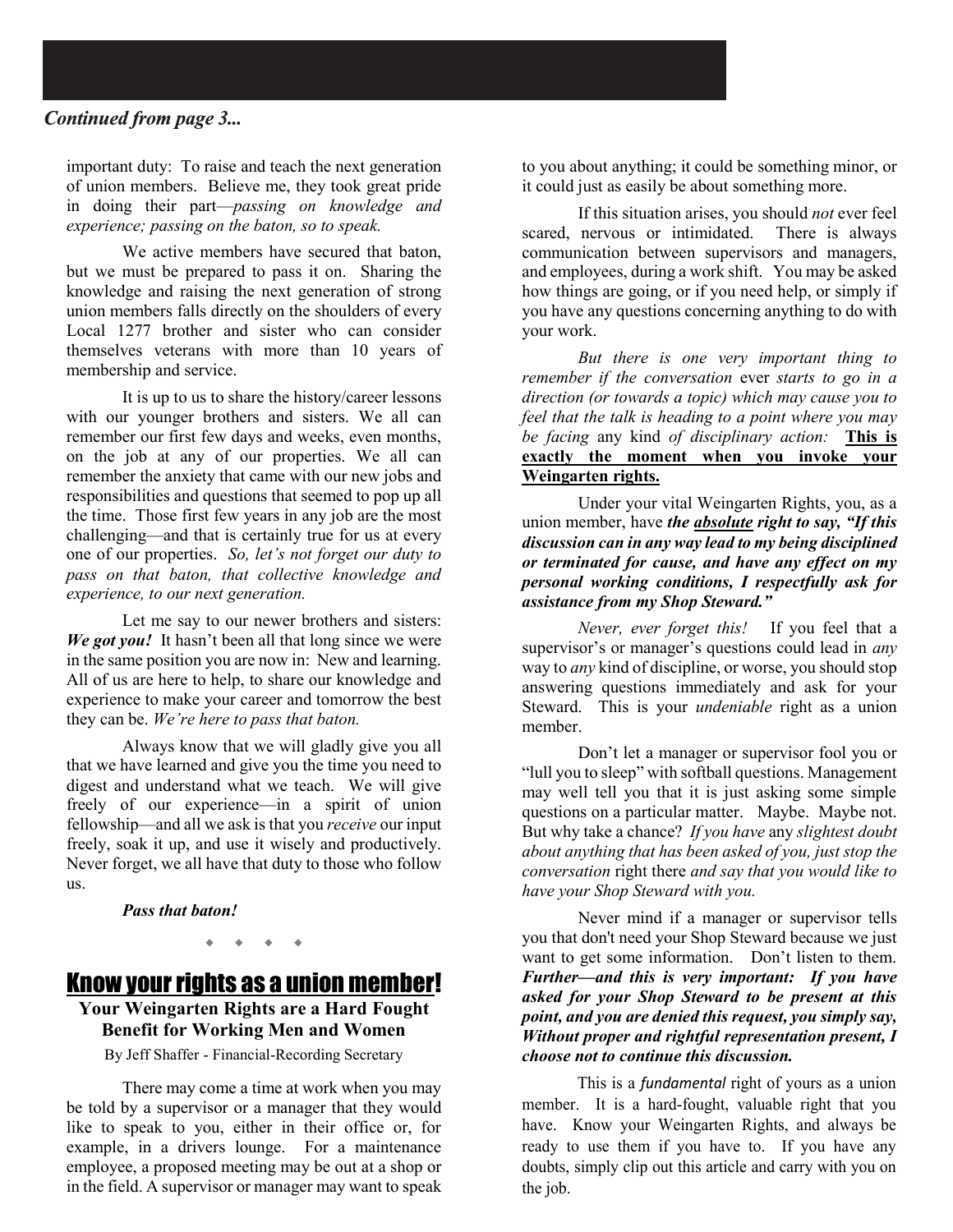*Continued from page 3...*

important duty: To raise and teach the next generation of union members. Believe me, they took great pride in doing their part—*passing on knowledge and experience; passing on the baton, so to speak.*

We active members have secured that baton, but we must be prepared to pass it on. Sharing the knowledge and raising the next generation of strong union members falls directly on the shoulders of every Local 1277 brother and sister who can consider themselves veterans with more than 10 years of membership and service.

It is up to us to share the history/career lessons with our younger brothers and sisters. We all can remember our first few days and weeks, even months, on the job at any of our properties. We all can remember the anxiety that came with our new jobs and responsibilities and questions that seemed to pop up all the time. Those first few years in any job are the most challenging—and that is certainly true for us at every one of our properties. *So, let's not forget our duty to pass on that baton, that collective knowledge and experience, to our next generation.*

Let me say to our newer brothers and sisters: ***We got you!*** It hasn't been all that long since we were in the same position you are now in: New and learning. All of us are here to help, to share our knowledge and experience to make your career and tomorrow the best they can be. *We're here to pass that baton.*

Always know that we will gladly give you all that we have learned and give you the time you need to digest and understand what we teach. We will give freely of our experience—in a spirit of union fellowship—and all we ask is that you *receive* our input freely, soak it up, and use it wisely and productively. Never forget, we all have that duty to those who follow us.

***Pass that baton!***

◆ ◆ ◆ ◆

## Know your rights as a union member!

### Your Weingarten Rights are a Hard Fought Benefit for Working Men and Women

By Jeff Shaffer - Financial-Recording Secretary

There may come a time at work when you may be told by a supervisor or a manager that they would like to speak to you, either in their office or, for example, in a drivers lounge. For a maintenance employee, a proposed meeting may be out at a shop or in the field. A supervisor or manager may want to speak to you about anything; it could be something minor, or it could just as easily be about something more.

If this situation arises, you should *not* ever feel scared, nervous or intimidated. There is always communication between supervisors and managers, and employees, during a work shift. You may be asked how things are going, or if you need help, or simply if you have any questions concerning anything to do with your work.

*But there is one very important thing to remember if the conversation* ever *starts to go in a direction (or towards a topic) which may cause you to feel that the talk is heading to a point where you may be facing* any kind *of disciplinary action:* **<u>This is exactly the moment when you invoke your Weingarten rights.</u>**

Under your vital Weingarten Rights, you, as a union member, have ***the <u>absolute</u> right to say, "If this discussion can in any way lead to my being disciplined or terminated for cause, and have any effect on my personal working conditions, I respectfully ask for assistance from my Shop Steward."***

*Never, ever forget this!* If you feel that a supervisor's or manager's questions could lead in *any* way to *any* kind of discipline, or worse, you should stop answering questions immediately and ask for your Steward. This is your *undeniable* right as a union member.

Don't let a manager or supervisor fool you or "lull you to sleep" with softball questions. Management may well tell you that it is just asking some simple questions on a particular matter. Maybe. Maybe not. But why take a chance? *If you have* any *slightest doubt about anything that has been asked of you, just stop the conversation* right there *and say that you would like to have your Shop Steward with you.*

Never mind if a manager or supervisor tells you that don't need your Shop Steward because we just want to get some information. Don't listen to them. ***Further—and this is very important: If you have asked for your Shop Steward to be present at this point, and you are denied this request, you simply say, Without proper and rightful representation present, I choose not to continue this discussion.***

This is a *fundamental* right of yours as a union member. It is a hard-fought, valuable right that you have. Know your Weingarten Rights, and always be ready to use them if you have to. If you have any doubts, simply clip out this article and carry with you on the job.